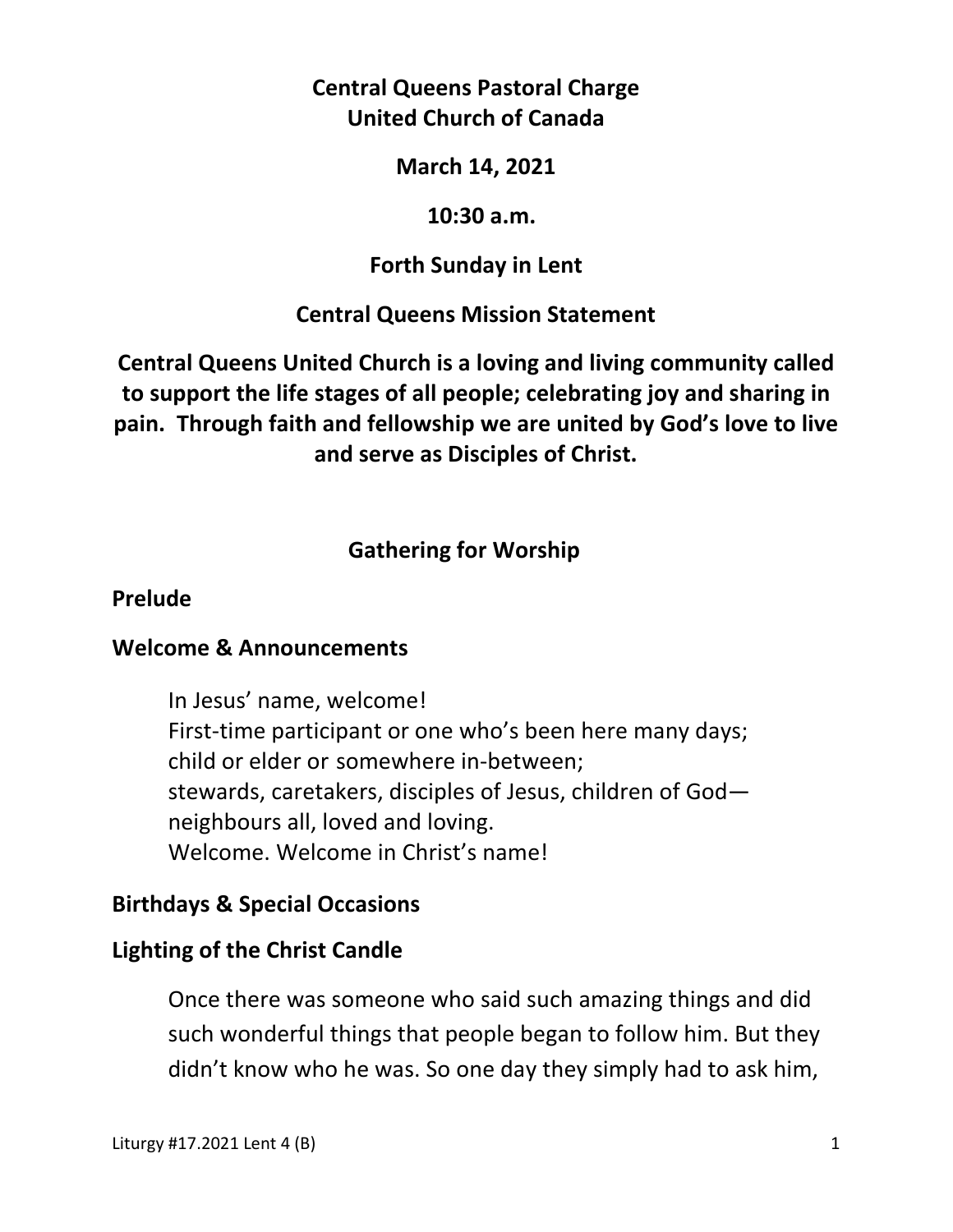**Central Queens Pastoral Charge**
**United Church of Canada**

**March 14, 2021**

**10:30 a.m.**

**Forth Sunday in Lent**

**Central Queens Mission Statement**

**Central Queens United Church is a loving and living community called to support the life stages of all people; celebrating joy and sharing in pain. Through faith and fellowship we are united by God's love to live and serve as Disciples of Christ.**

## Gathering for Worship

### Prelude

### Welcome & Announcements

In Jesus' name, welcome!
First-time participant or one who's been here many days;
child or elder or somewhere in-between;
stewards, caretakers, disciples of Jesus, children of God—
neighbours all, loved and loving.
Welcome. Welcome in Christ's name!

### Birthdays & Special Occasions

### Lighting of the Christ Candle

Once there was someone who said such amazing things and did such wonderful things that people began to follow him. But they didn't know who he was. So one day they simply had to ask him,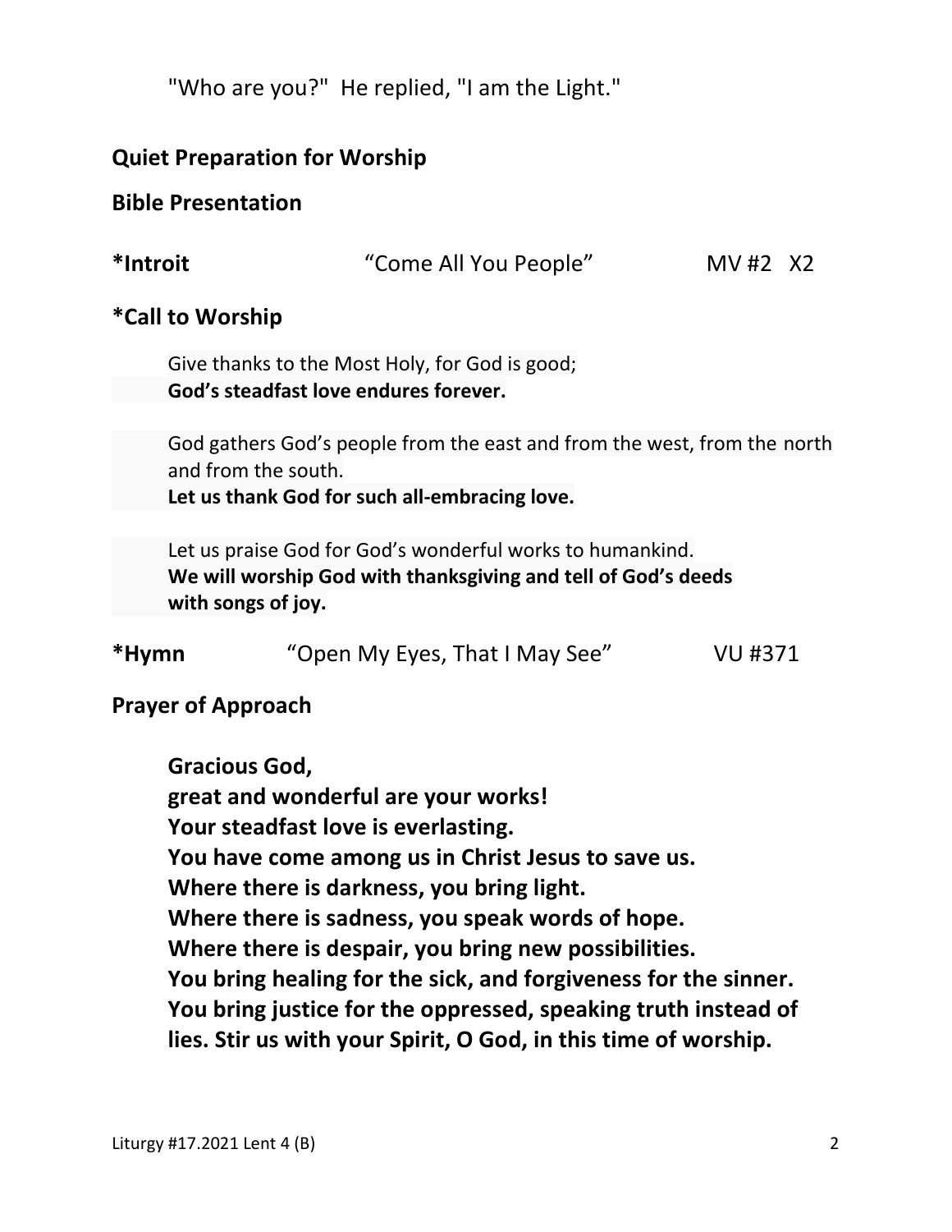"Who are you?"  He replied, "I am the Light."

**Quiet Preparation for Worship**

**Bible Presentation**

**\*Introit** "Come All You People" MV #2 X2

**\*Call to Worship**

Give thanks to the Most Holy, for God is good;
**God's steadfast love endures forever.**

God gathers God's people from the east and from the west, from the north and from the south.
**Let us thank God for such all-embracing love.**

Let us praise God for God's wonderful works to humankind.
**We will worship God with thanksgiving and tell of God's deeds with songs of joy.**

**\*Hymn** "Open My Eyes, That I May See" VU #371

**Prayer of Approach**

**Gracious God,**
**great and wonderful are your works!**
**Your steadfast love is everlasting.**
**You have come among us in Christ Jesus to save us.**
**Where there is darkness, you bring light.**
**Where there is sadness, you speak words of hope.**
**Where there is despair, you bring new possibilities.**
**You bring healing for the sick, and forgiveness for the sinner.**
**You bring justice for the oppressed, speaking truth instead of lies. Stir us with your Spirit, O God, in this time of worship.**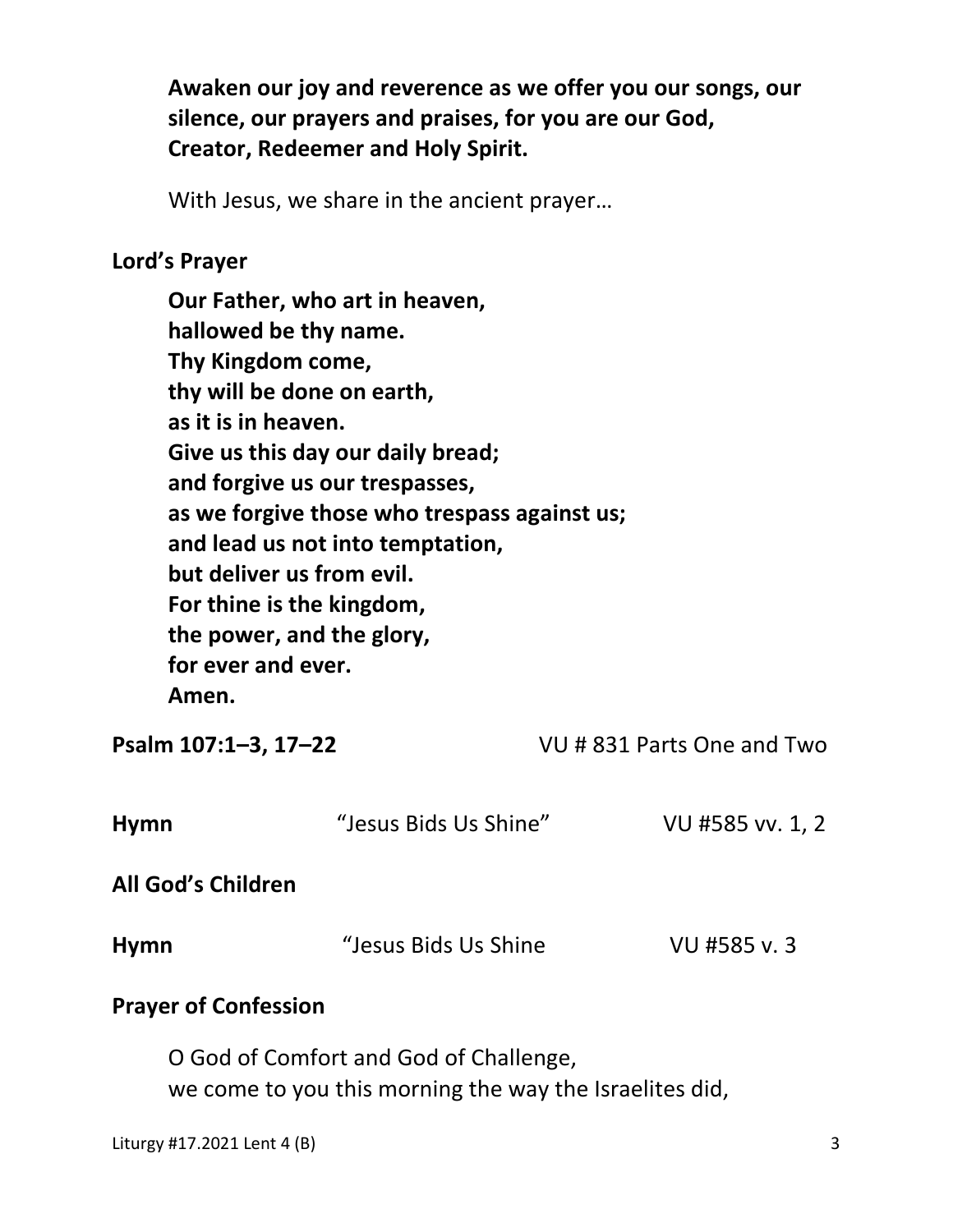**Awaken our joy and reverence as we offer you our songs, our silence, our prayers and praises, for you are our God, Creator, Redeemer and Holy Spirit.**

With Jesus, we share in the ancient prayer…

**Lord's Prayer**

**Our Father, who art in heaven,**
**hallowed be thy name.**
**Thy Kingdom come,**
**thy will be done on earth,**
**as it is in heaven.**
**Give us this day our daily bread;**
**and forgive us our trespasses,**
**as we forgive those who trespass against us;**
**and lead us not into temptation,**
**but deliver us from evil.**
**For thine is the kingdom,**
**the power, and the glory,**
**for ever and ever.**
**Amen.**

**Psalm 107:1–3, 17–22** VU # 831 Parts One and Two

**Hymn** "Jesus Bids Us Shine" VU #585 vv. 1, 2

**All God's Children**

**Hymn** "Jesus Bids Us Shine VU #585 v. 3

**Prayer of Confession**

O God of Comfort and God of Challenge,
we come to you this morning the way the Israelites did,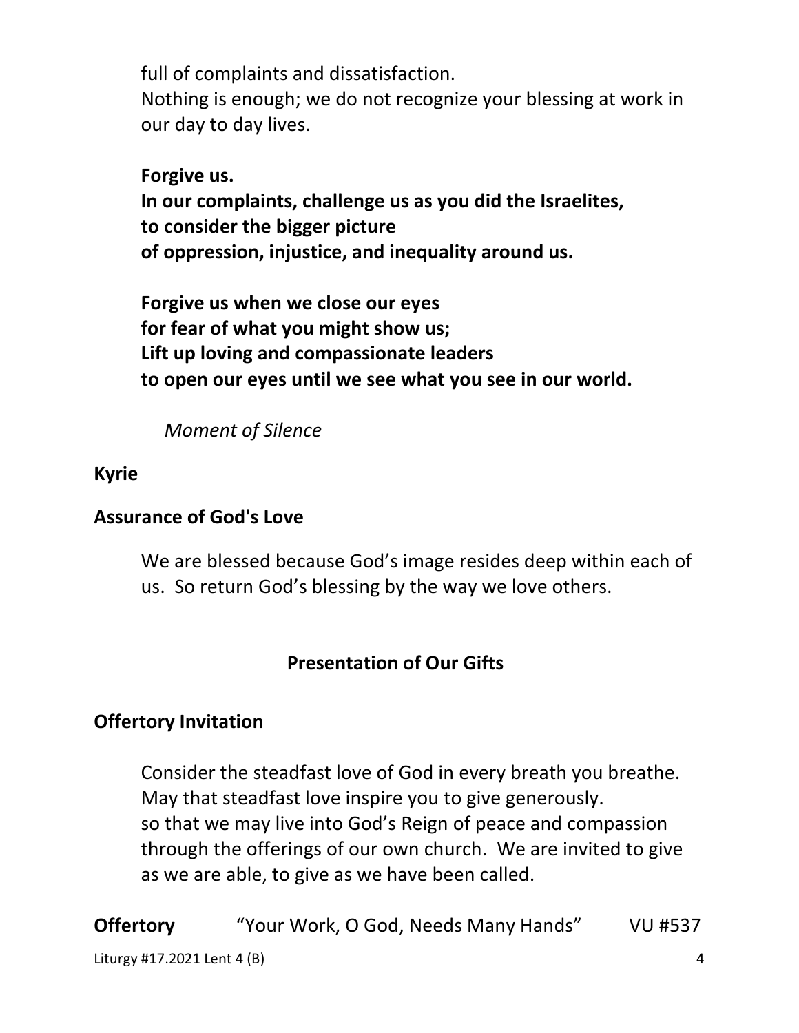full of complaints and dissatisfaction.
Nothing is enough; we do not recognize your blessing at work in our day to day lives.

**Forgive us.**
**In our complaints, challenge us as you did the Israelites,**
**to consider the bigger picture**
**of oppression, injustice, and inequality around us.**

**Forgive us when we close our eyes**
**for fear of what you might show us;**
**Lift up loving and compassionate leaders**
**to open our eyes until we see what you see in our world.**

*Moment of Silence*

**Kyrie**

**Assurance of God's Love**

We are blessed because God's image resides deep within each of us. So return God's blessing by the way we love others.

## Presentation of Our Gifts

**Offertory Invitation**

Consider the steadfast love of God in every breath you breathe.
May that steadfast love inspire you to give generously.
so that we may live into God's Reign of peace and compassion through the offerings of our own church. We are invited to give as we are able, to give as we have been called.

**Offertory** "Your Work, O God, Needs Many Hands" VU #537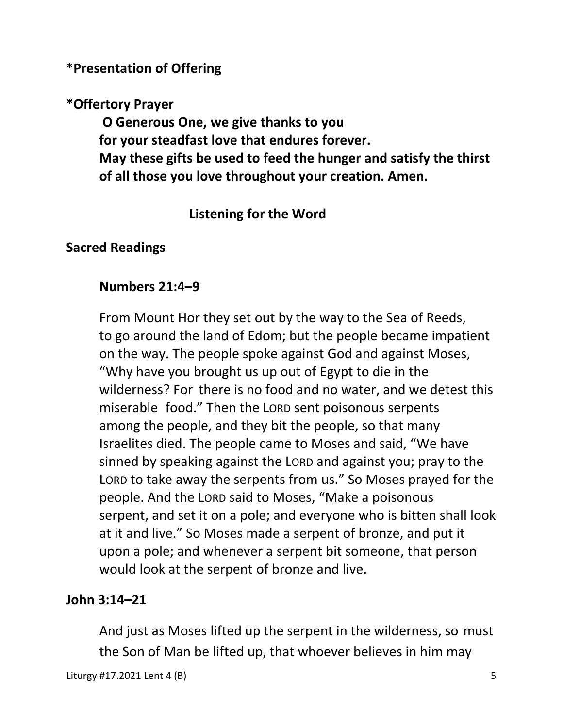**\*Presentation of Offering**

**\*Offertory Prayer**

**O Generous One, we give thanks to you**
**for your steadfast love that endures forever.**
**May these gifts be used to feed the hunger and satisfy the thirst of all those you love throughout your creation. Amen.**

## Listening for the Word

**Sacred Readings**

**Numbers 21:4–9**

From Mount Hor they set out by the way to the Sea of Reeds, to go around the land of Edom; but the people became impatient on the way. The people spoke against God and against Moses, "Why have you brought us up out of Egypt to die in the wilderness? For there is no food and no water, and we detest this miserable food." Then the LORD sent poisonous serpents among the people, and they bit the people, so that many Israelites died. The people came to Moses and said, "We have sinned by speaking against the LORD and against you; pray to the LORD to take away the serpents from us." So Moses prayed for the people. And the LORD said to Moses, "Make a poisonous serpent, and set it on a pole; and everyone who is bitten shall look at it and live." So Moses made a serpent of bronze, and put it upon a pole; and whenever a serpent bit someone, that person would look at the serpent of bronze and live.

**John 3:14–21**

And just as Moses lifted up the serpent in the wilderness, so must the Son of Man be lifted up, that whoever believes in him may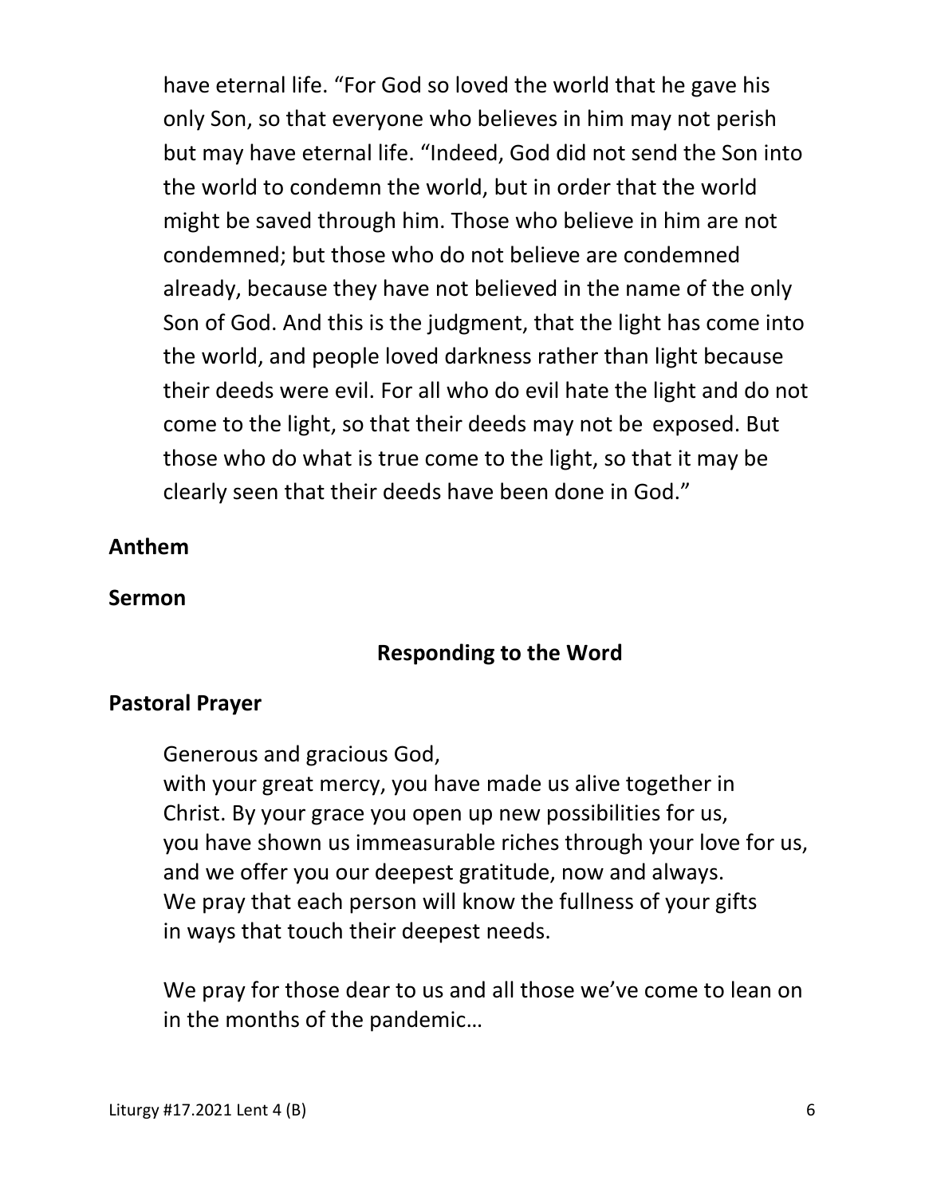have eternal life. "For God so loved the world that he gave his only Son, so that everyone who believes in him may not perish but may have eternal life. "Indeed, God did not send the Son into the world to condemn the world, but in order that the world might be saved through him. Those who believe in him are not condemned; but those who do not believe are condemned already, because they have not believed in the name of the only Son of God. And this is the judgment, that the light has come into the world, and people loved darkness rather than light because their deeds were evil. For all who do evil hate the light and do not come to the light, so that their deeds may not be exposed. But those who do what is true come to the light, so that it may be clearly seen that their deeds have been done in God."

**Anthem**

**Sermon**

## Responding to the Word

**Pastoral Prayer**

Generous and gracious God,
with your great mercy, you have made us alive together in Christ. By your grace you open up new possibilities for us,
you have shown us immeasurable riches through your love for us,
and we offer you our deepest gratitude, now and always.
We pray that each person will know the fullness of your gifts
in ways that touch their deepest needs.

We pray for those dear to us and all those we've come to lean on in the months of the pandemic…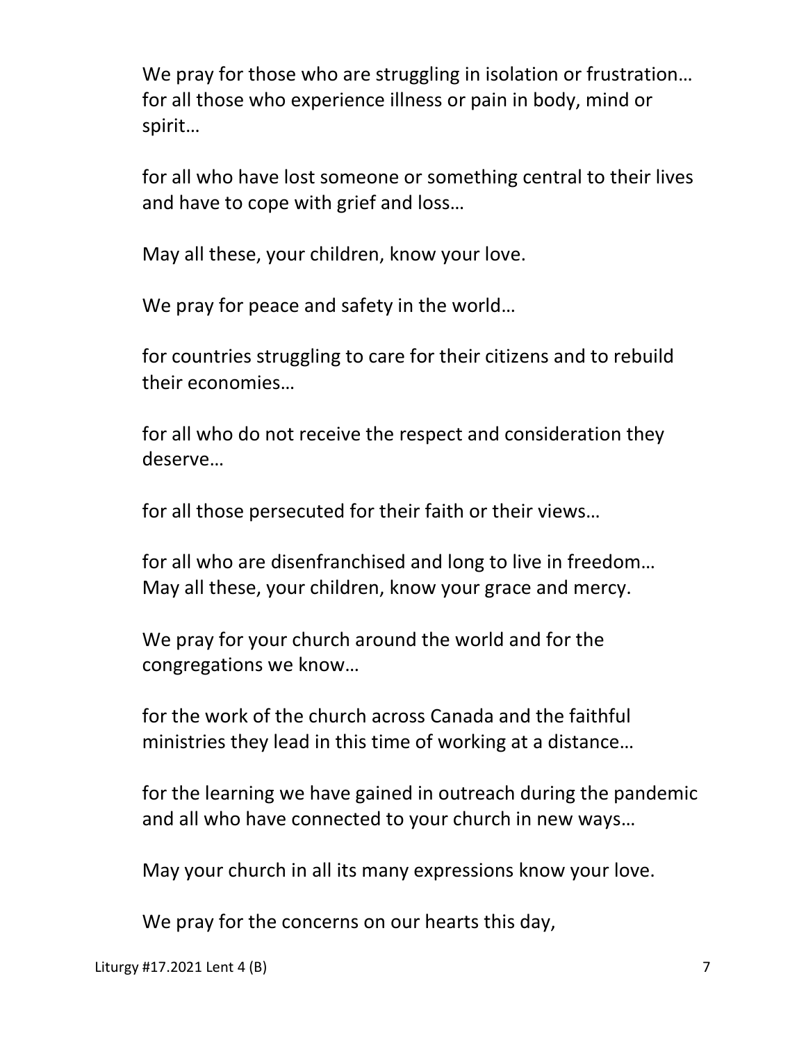We pray for those who are struggling in isolation or frustration…
for all those who experience illness or pain in body, mind or spirit…

for all who have lost someone or something central to their lives and have to cope with grief and loss…

May all these, your children, know your love.

We pray for peace and safety in the world…

for countries struggling to care for their citizens and to rebuild their economies…

for all who do not receive the respect and consideration they deserve…

for all those persecuted for their faith or their views…

for all who are disenfranchised and long to live in freedom…
May all these, your children, know your grace and mercy.

We pray for your church around the world and for the congregations we know…

for the work of the church across Canada and the faithful ministries they lead in this time of working at a distance…

for the learning we have gained in outreach during the pandemic and all who have connected to your church in new ways…

May your church in all its many expressions know your love.

We pray for the concerns on our hearts this day,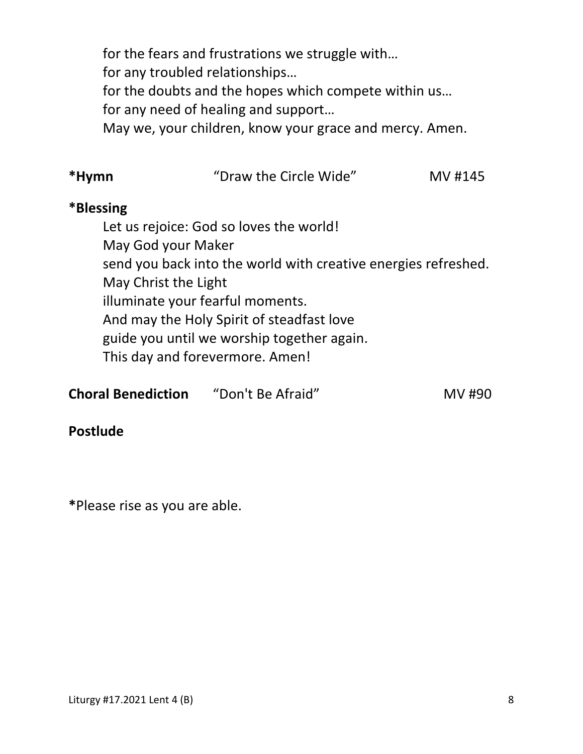for the fears and frustrations we struggle with…  
for any troubled relationships…  
for the doubts and the hopes which compete within us…  
for any need of healing and support…  
May we, your children, know your grace and mercy. Amen.

**\*Hymn** "Draw the Circle Wide" MV #145

**\*Blessing**

Let us rejoice: God so loves the world!  
May God your Maker  
send you back into the world with creative energies refreshed.  
May Christ the Light  
illuminate your fearful moments.  
And may the Holy Spirit of steadfast love  
guide you until we worship together again.  
This day and forevermore. Amen!

**Choral Benediction** "Don't Be Afraid" MV #90

**Postlude**

\*Please rise as you are able.